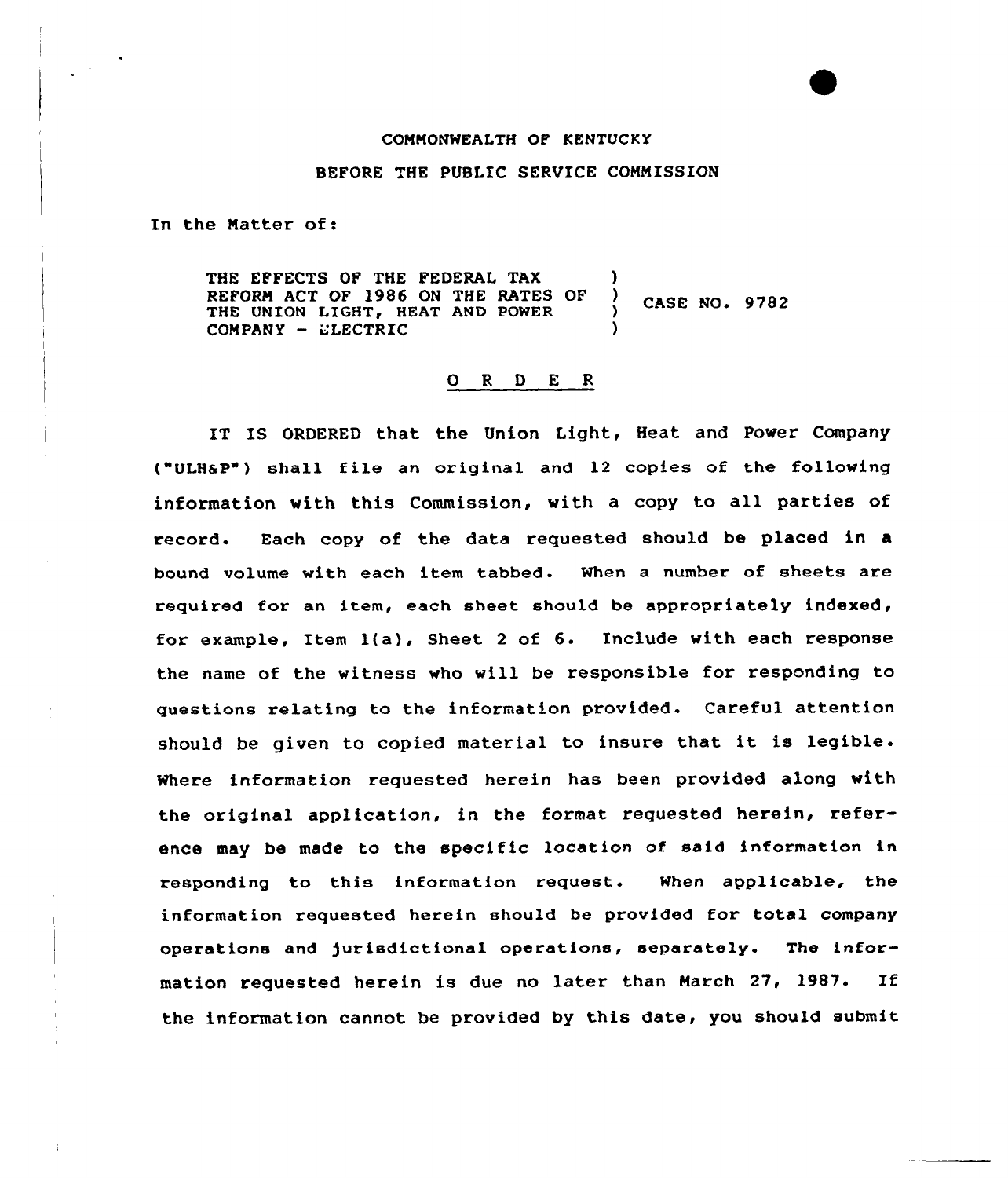COMMONWEALTH OF KENTUCKY

BEFORE THE PUBLIC SERVICE COMMISSION

In the Matter of:

| | | |
|---|---|---|
| THE EFFECTS OF THE FEDERAL TAX REFORM ACT OF 1986 ON THE RATES OF THE UNION LIGHT, HEAT AND POWER COMPANY - ELECTRIC | ) ) ) ) | CASE NO. 9782 |

## O R D E R

IT IS ORDERED that the Union Light, Heat and Power Company ("ULH&P") shall file an original and 12 copies of the following information with this Commission, with a copy to all parties of record. Each copy of the data requested should be placed in a bound volume with each item tabbed. When a number of sheets are required for an item, each sheet should be appropriately indexed, for example, Item 1(a), Sheet 2 of 6. Include with each response the name of the witness who will be responsible for responding to questions relating to the information provided. Careful attention should be given to copied material to insure that it is legible. Where information requested herein has been provided along with the original application, in the format requested herein, reference may be made to the specific location of said information in responding to this information request. When applicable, the information requested herein should be provided for total company operations and jurisdictional operations, separately. The information requested herein is due no later than March 27, 1987. If the information cannot be provided by this date, you should submit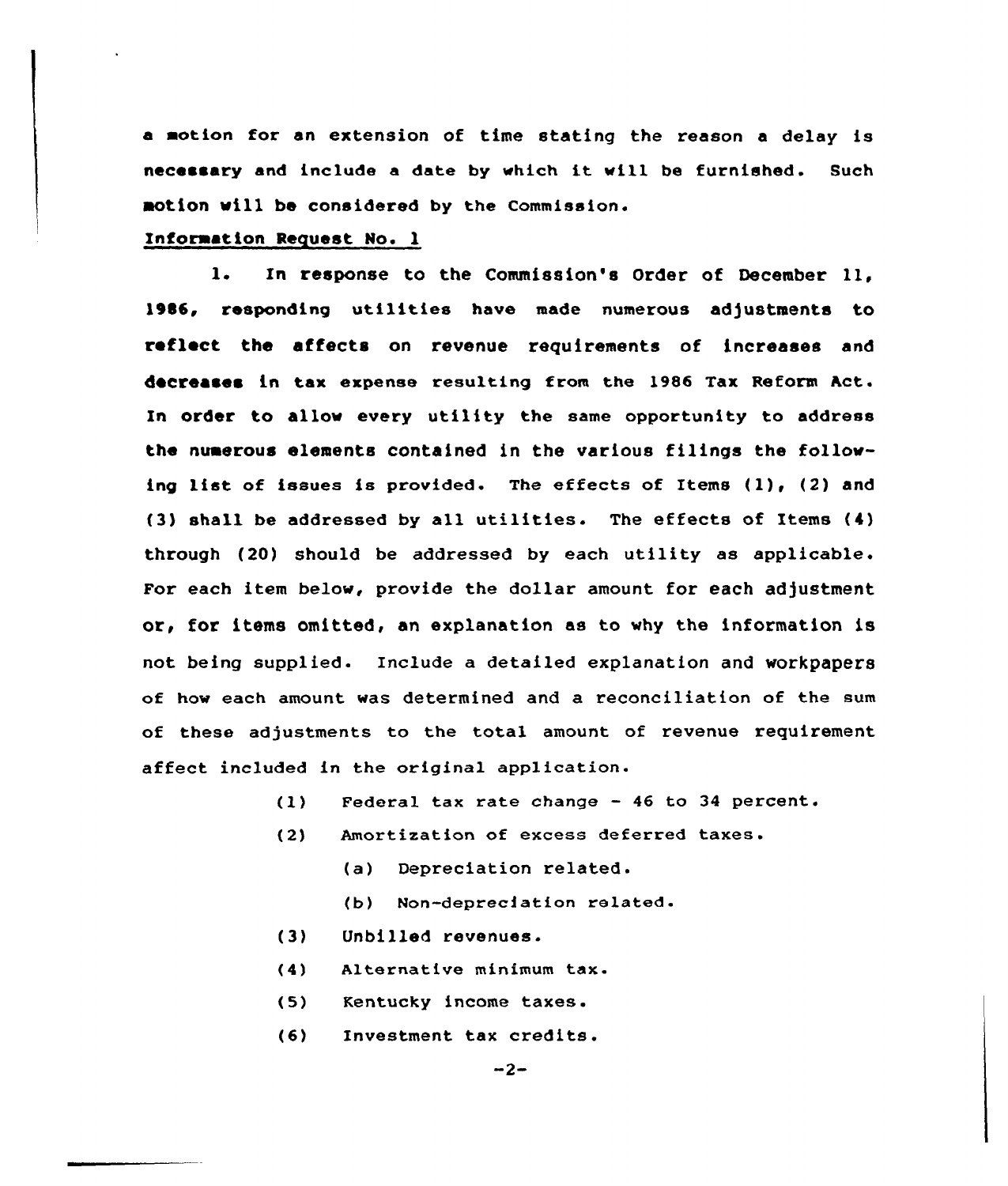a motion for an extension of time stating the reason a delay is necessary and include a date by which it will be furnished. Such motion will be considered by the Commission.

Information Request No. 1

1. In response to the Commission's Order of December 11, 1986, responding utilities have made numerous adjustments to reflect the affects on revenue requirements of increases and decreases in tax expense resulting from the 1986 Tax Reform Act. In order to allow every utility the same opportunity to address the numerous elements contained in the various filings the following list of issues is provided. The effects of Items (1), (2) and (3) shall be addressed by all utilities. The effects of Items (4) through (20) should be addressed by each utility as applicable. For each item below, provide the dollar amount for each adjustment or, for items omitted, an explanation as to why the information is not being supplied. Include a detailed explanation and workpapers of how each amount was determined and a reconciliation of the sum of these adjustments to the total amount of revenue requirement affect included in the original application.

(1) Federal tax rate change - 46 to 34 percent.

(2) Amortization of excess deferred taxes.

(a) Depreciation related.

(b) Non-depreciation related.

(3) Unbilled revenues.

(4) Alternative minimum tax.

(5) Kentucky income taxes.

(6) Investment tax credits.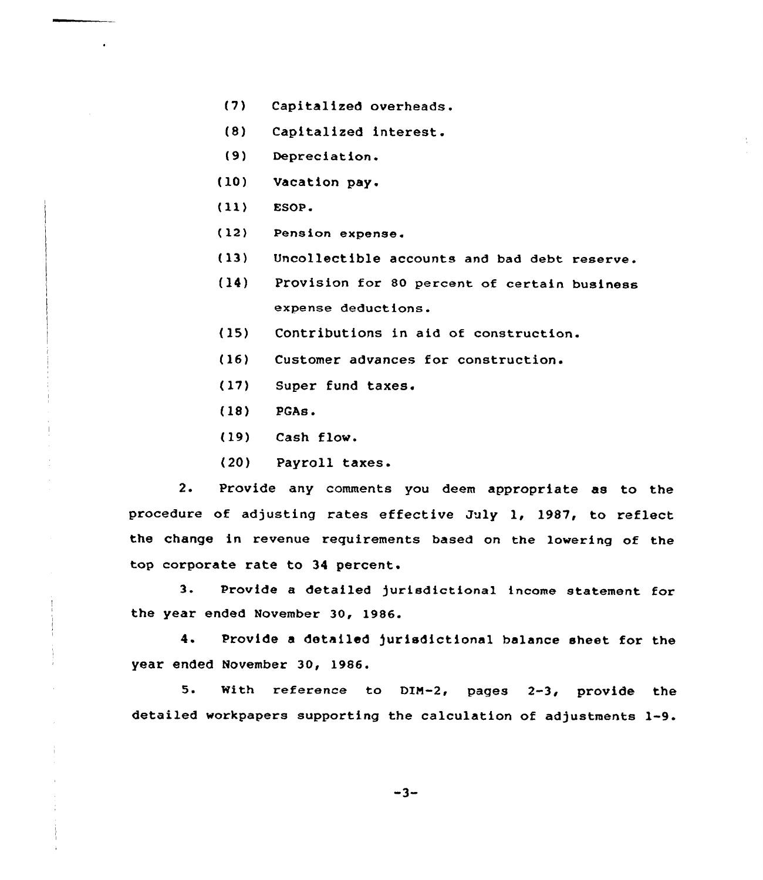(7) Capitalized overheads.

(8) Capitalized interest.

(9) Depreciation.

(10) Vacation pay.

(11) ESOP.

(12) Pension expense.

(13) Uncollectible accounts and bad debt reserve.

(14) Provision for 80 percent of certain business expense deductions.

(15) Contributions in aid of construction.

(16) Customer advances for construction.

(17) Super fund taxes.

(18) PGAs.

(19) Cash flow.

(20) Payroll taxes.

2. Provide any comments you deem appropriate as to the procedure of adjusting rates effective July 1, 1987, to reflect the change in revenue requirements based on the lowering of the top corporate rate to 34 percent.

3. Provide a detailed jurisdictional income statement for the year ended November 30, 1986.

4. Provide a detailed jurisdictional balance sheet for the year ended November 30, 1986.

5. With reference to DIM-2, pages 2-3, provide the detailed workpapers supporting the calculation of adjustments 1-9.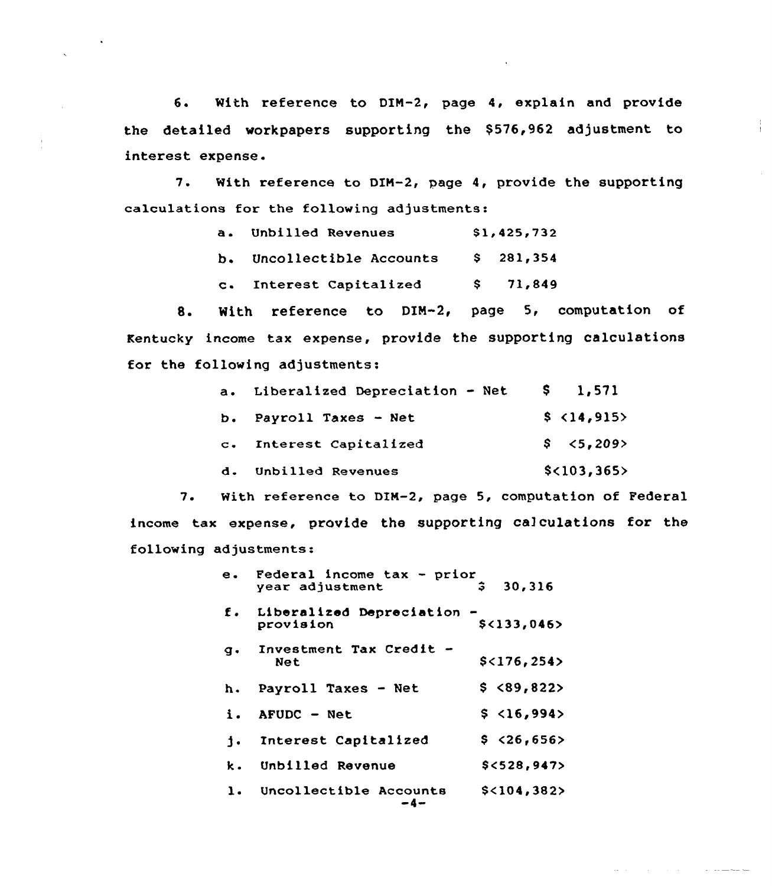6. With reference to DIM-2, page 4, explain and provide the detailed workpapers supporting the $576,962 adjustment to interest expense.

7. With reference to DIM-2, page 4, provide the supporting calculations for the following adjustments:

a. Unbilled Revenues $1,425,732

b. Uncollectible Accounts $ 281,354

c. Interest Capitalized $ 71,849

8. With reference to DIM-2, page 5, computation of Kentucky income tax expense, provide the supporting calculations for the following adjustments:

a. Liberalized Depreciation - Net $ 1,571

b. Payroll Taxes - Net $ <14,915>

c. Interest Capitalized $ <5,209>

d. Unbilled Revenues $<103,365>

7. With reference to DIM-2, page 5, computation of Federal income tax expense, provide the supporting calculations for the following adjustments:

e. Federal income tax - prior year adjustment $ 30,316

f. Liberalized Depreciation - provision $<133,046>

g. Investment Tax Credit - Net $<176,254>

h. Payroll Taxes - Net $ <89,822>

i. AFUDC - Net $ <16,994>

j. Interest Capitalized $ <26,656>

k. Unbilled Revenue $<528,947>

l. Uncollectible Accounts $<104,382>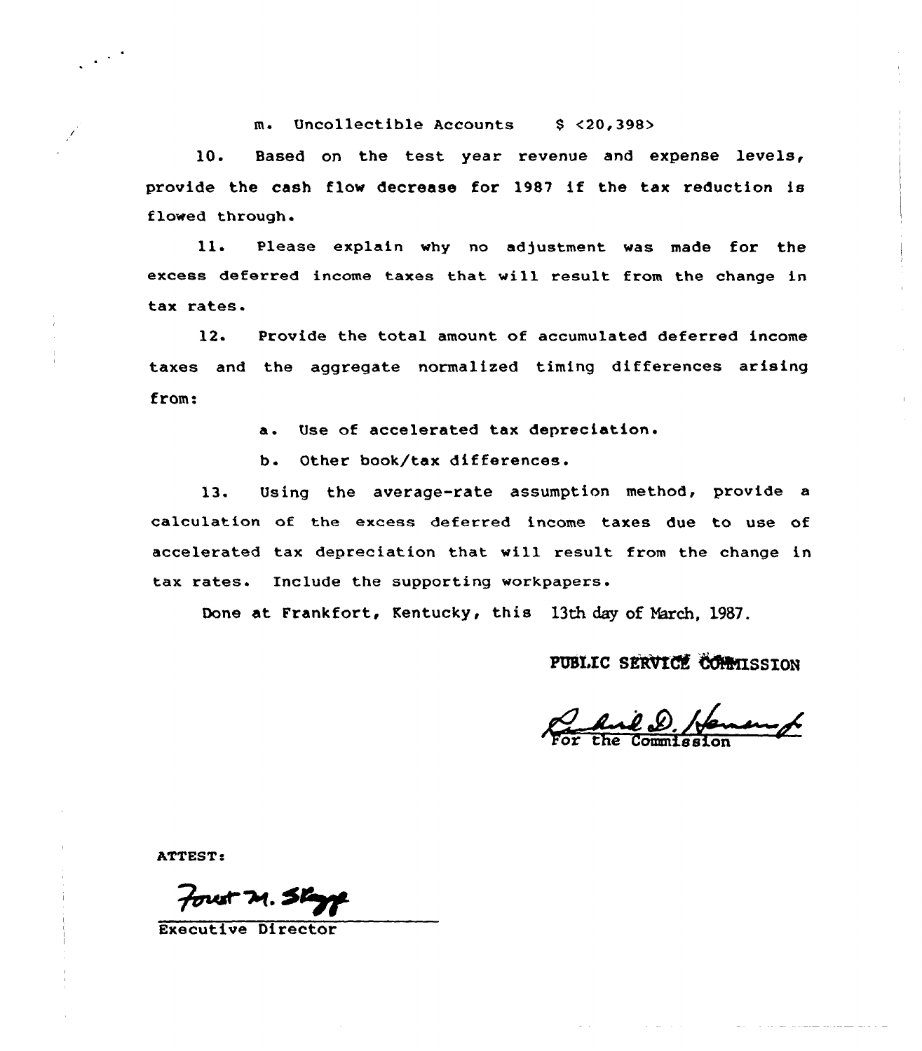m. Uncollectible Accounts $ <20,398>

10. Based on the test year revenue and expense levels, provide the cash flow decrease for 1987 if the tax reduction is flowed through.

11. Please explain why no adjustment was made for the excess deferred income taxes that will result from the change in tax rates.

12. Provide the total amount of accumulated deferred income taxes and the aggregate normalized timing differences arising from:

a. Use of accelerated tax depreciation.

b. Other book/tax differences.

13. Using the average-rate assumption method, provide a calculation of the excess deferred income taxes due to use of accelerated tax depreciation that will result from the change in tax rates. Include the supporting workpapers.

Done at Frankfort, Kentucky, this 13th day of March, 1987.

PUBLIC SERVICE COMMISSION

For the Commission

ATTEST:

Executive Director